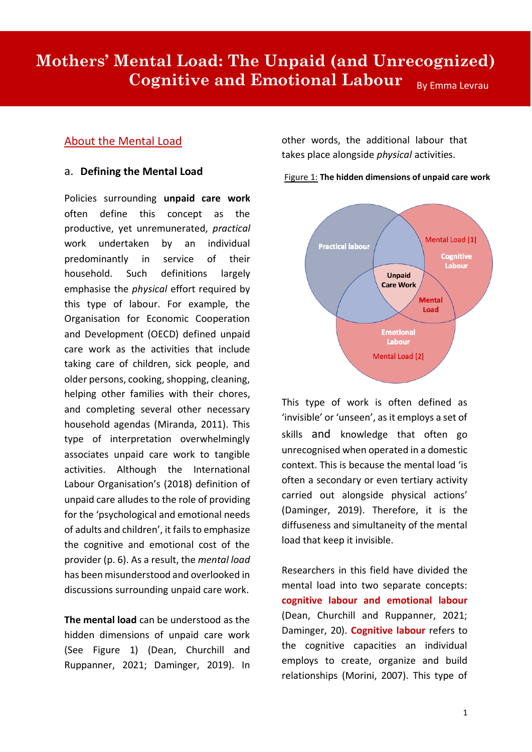# Mothers' Mental Load: The Unpaid (and Unrecognized) Cognitive and Emotional Labour

By Emma Levrau

## About the Mental Load

### a. Defining the Mental Load

Policies surrounding **unpaid care work** often define this concept as the productive, yet unremunerated, *practical* work undertaken by an individual predominantly in service of their household. Such definitions largely emphasise the *physical* effort required by this type of labour. For example, the Organisation for Economic Cooperation and Development (OECD) defined unpaid care work as the activities that include taking care of children, sick people, and older persons, cooking, shopping, cleaning, helping other families with their chores, and completing several other necessary household agendas (Miranda, 2011). This type of interpretation overwhelmingly associates unpaid care work to tangible activities. Although the International Labour Organisation's (2018) definition of unpaid care alludes to the role of providing for the 'psychological and emotional needs of adults and children', it fails to emphasize the cognitive and emotional cost of the provider (p. 6). As a result, the *mental load* has been misunderstood and overlooked in discussions surrounding unpaid care work.

**The mental load** can be understood as the hidden dimensions of unpaid care work (See Figure 1) (Dean, Churchill and Ruppanner, 2021; Daminger, 2019). In other words, the additional labour that takes place alongside *physical* activities.

Figure 1: **The hidden dimensions of unpaid care work**

Practical labour

Mental Load [1]

Cognitive Labour

Unpaid Care Work

Mental Load

Emotional Labour

Mental Load [2]

This type of work is often defined as 'invisible' or 'unseen', as it employs a set of skills and knowledge that often go unrecognised when operated in a domestic context. This is because the mental load 'is often a secondary or even tertiary activity carried out alongside physical actions' (Daminger, 2019). Therefore, it is the diffuseness and simultaneity of the mental load that keep it invisible.

Researchers in this field have divided the mental load into two separate concepts: **cognitive labour and emotional labour** (Dean, Churchill and Ruppanner, 2021; Daminger, 20). **Cognitive labour** refers to the cognitive capacities an individual employs to create, organize and build relationships (Morini, 2007). This type of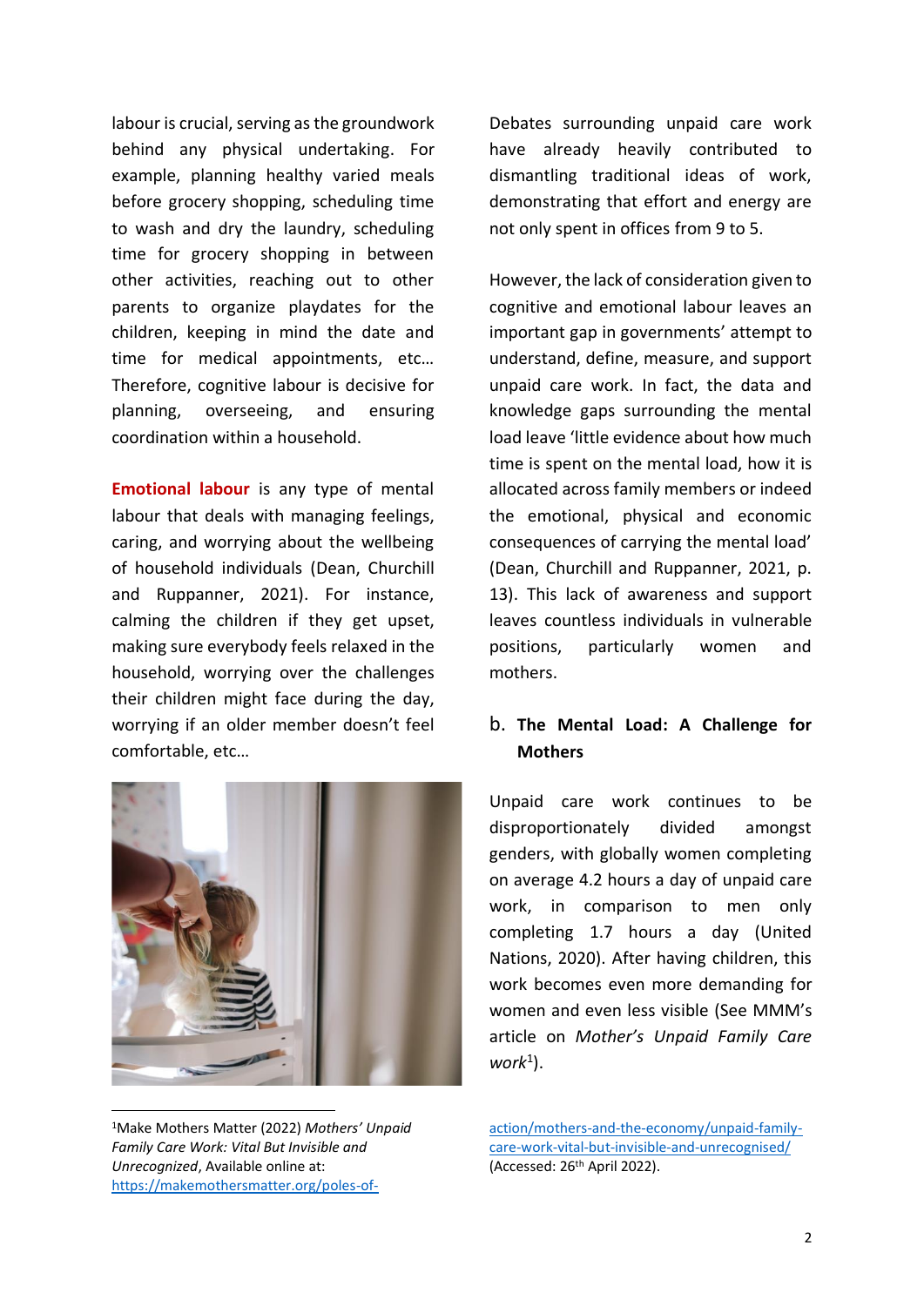labour is crucial, serving as the groundwork behind any physical undertaking. For example, planning healthy varied meals before grocery shopping, scheduling time to wash and dry the laundry, scheduling time for grocery shopping in between other activities, reaching out to other parents to organize playdates for the children, keeping in mind the date and time for medical appointments, etc… Therefore, cognitive labour is decisive for planning, overseeing, and ensuring coordination within a household.

**Emotional labour** is any type of mental labour that deals with managing feelings, caring, and worrying about the wellbeing of household individuals (Dean, Churchill and Ruppanner, 2021). For instance, calming the children if they get upset, making sure everybody feels relaxed in the household, worrying over the challenges their children might face during the day, worrying if an older member doesn't feel comfortable, etc…

Debates surrounding unpaid care work have already heavily contributed to dismantling traditional ideas of work, demonstrating that effort and energy are not only spent in offices from 9 to 5.

However, the lack of consideration given to cognitive and emotional labour leaves an important gap in governments' attempt to understand, define, measure, and support unpaid care work. In fact, the data and knowledge gaps surrounding the mental load leave 'little evidence about how much time is spent on the mental load, how it is allocated across family members or indeed the emotional, physical and economic consequences of carrying the mental load' (Dean, Churchill and Ruppanner, 2021, p. 13). This lack of awareness and support leaves countless individuals in vulnerable positions, particularly women and mothers.

## b. The Mental Load: A Challenge for Mothers

Unpaid care work continues to be disproportionately divided amongst genders, with globally women completing on average 4.2 hours a day of unpaid care work, in comparison to men only completing 1.7 hours a day (United Nations, 2020). After having children, this work becomes even more demanding for women and even less visible (See MMM's article on *Mother's Unpaid Family Care work*[1]).

---

[1]Make Mothers Matter (2022) *Mothers' Unpaid Family Care Work: Vital But Invisible and Unrecognized*, Available online at: https://makemothersmatter.org/poles-of-action/mothers-and-the-economy/unpaid-family-care-work-vital-but-invisible-and-unrecognised/ (Accessed: 26th April 2022).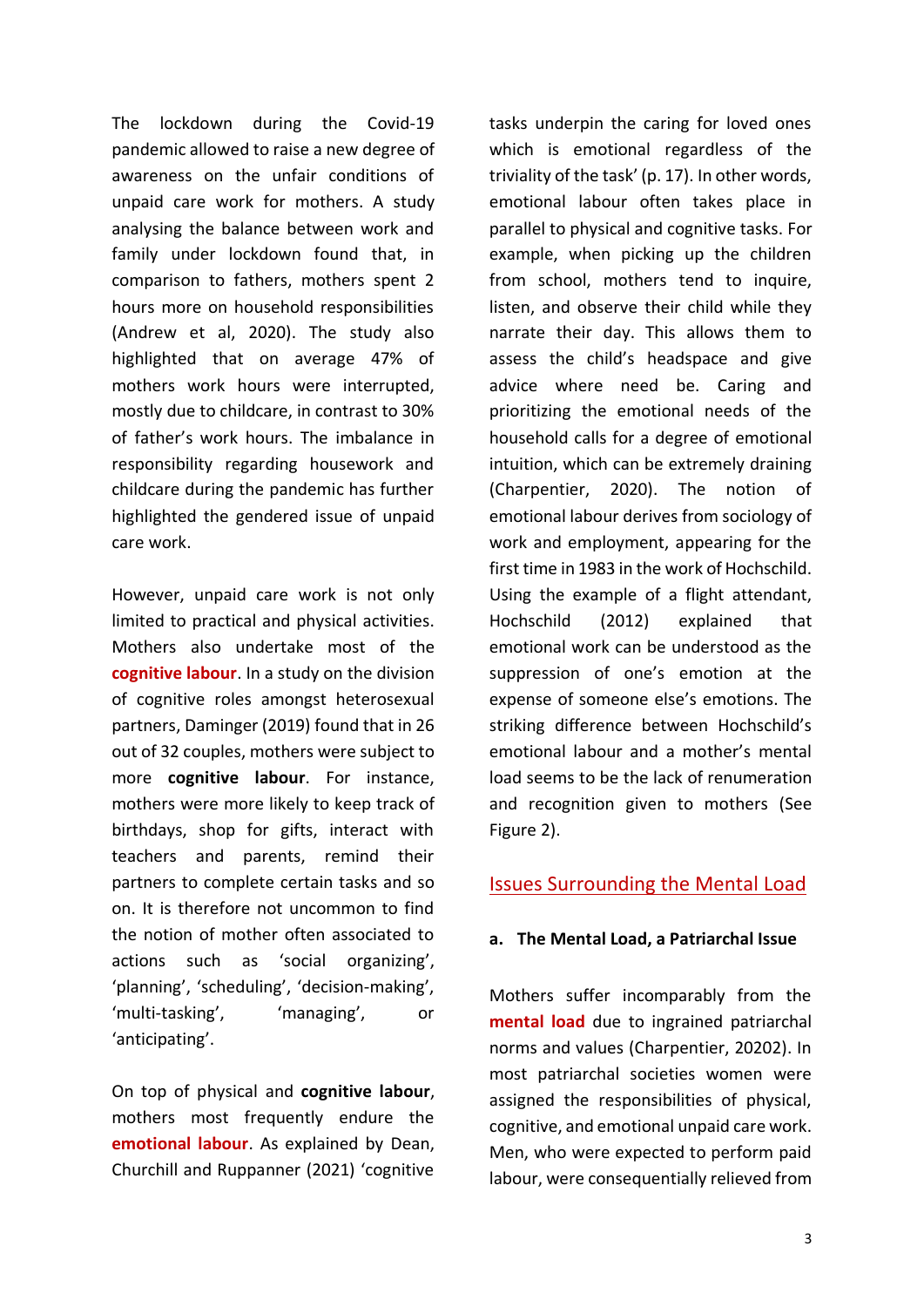The lockdown during the Covid-19 pandemic allowed to raise a new degree of awareness on the unfair conditions of unpaid care work for mothers. A study analysing the balance between work and family under lockdown found that, in comparison to fathers, mothers spent 2 hours more on household responsibilities (Andrew et al, 2020). The study also highlighted that on average 47% of mothers work hours were interrupted, mostly due to childcare, in contrast to 30% of father's work hours. The imbalance in responsibility regarding housework and childcare during the pandemic has further highlighted the gendered issue of unpaid care work.

However, unpaid care work is not only limited to practical and physical activities. Mothers also undertake most of the **cognitive labour**. In a study on the division of cognitive roles amongst heterosexual partners, Daminger (2019) found that in 26 out of 32 couples, mothers were subject to more **cognitive labour**. For instance, mothers were more likely to keep track of birthdays, shop for gifts, interact with teachers and parents, remind their partners to complete certain tasks and so on. It is therefore not uncommon to find the notion of mother often associated to actions such as 'social organizing', 'planning', 'scheduling', 'decision-making', 'multi-tasking', 'managing', or 'anticipating'.

On top of physical and **cognitive labour**, mothers most frequently endure the **emotional labour**. As explained by Dean, Churchill and Ruppanner (2021) 'cognitive tasks underpin the caring for loved ones which is emotional regardless of the triviality of the task' (p. 17). In other words, emotional labour often takes place in parallel to physical and cognitive tasks. For example, when picking up the children from school, mothers tend to inquire, listen, and observe their child while they narrate their day. This allows them to assess the child's headspace and give advice where need be. Caring and prioritizing the emotional needs of the household calls for a degree of emotional intuition, which can be extremely draining (Charpentier, 2020). The notion of emotional labour derives from sociology of work and employment, appearing for the first time in 1983 in the work of Hochschild. Using the example of a flight attendant, Hochschild (2012) explained that emotional work can be understood as the suppression of one's emotion at the expense of someone else's emotions. The striking difference between Hochschild's emotional labour and a mother's mental load seems to be the lack of renumeration and recognition given to mothers (See Figure 2).

## Issues Surrounding the Mental Load

### a. The Mental Load, a Patriarchal Issue

Mothers suffer incomparably from the **mental load** due to ingrained patriarchal norms and values (Charpentier, 20202). In most patriarchal societies women were assigned the responsibilities of physical, cognitive, and emotional unpaid care work. Men, who were expected to perform paid labour, were consequentially relieved from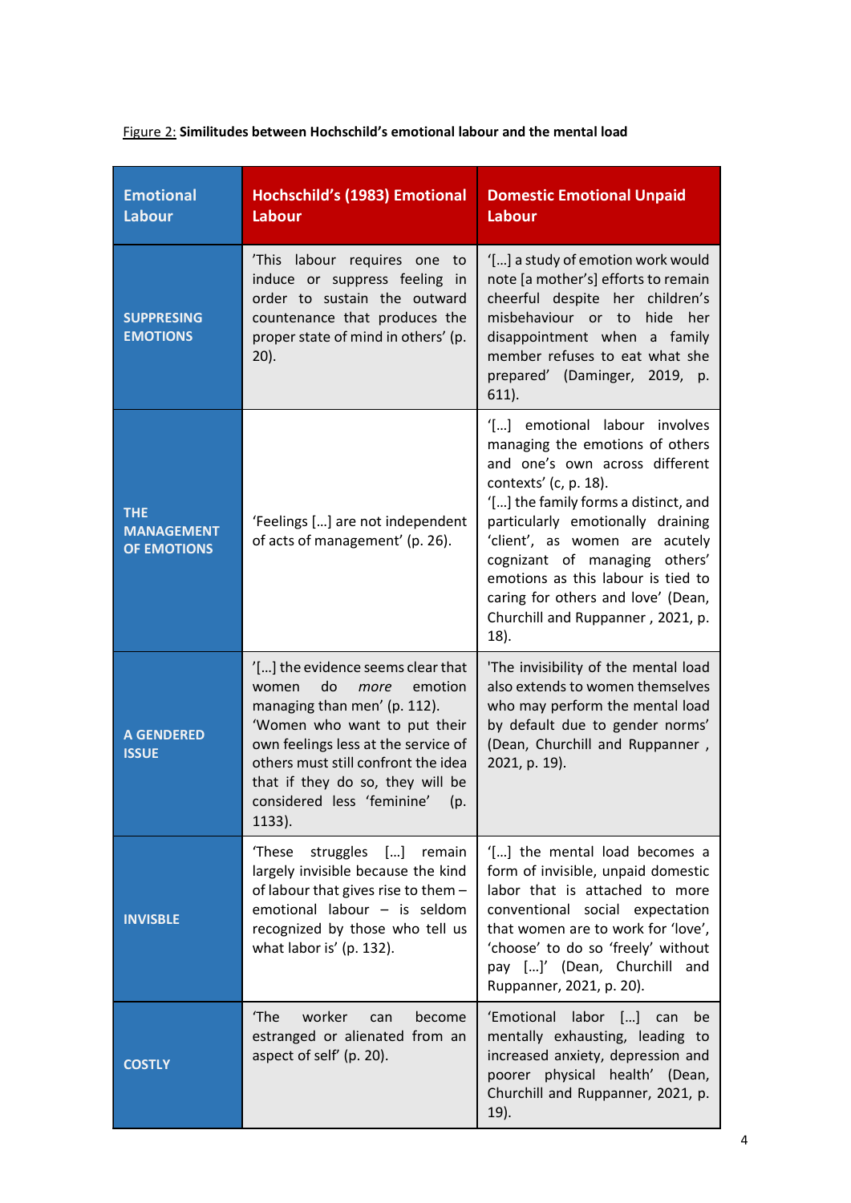Figure 2: **Similitudes between Hochschild's emotional labour and the mental load**

| Emotional Labour | Hochschild's (1983) Emotional Labour | Domestic Emotional Unpaid Labour |
|---|---|---|
| **SUPPRESING EMOTIONS** | 'This labour requires one to induce or suppress feeling in order to sustain the outward countenance that produces the proper state of mind in others' (p. 20). | '[…] a study of emotion work would note [a mother's] efforts to remain cheerful despite her children's misbehaviour or to hide her disappointment when a family member refuses to eat what she prepared' (Daminger, 2019, p. 611). |
| **THE MANAGEMENT OF EMOTIONS** | 'Feelings […] are not independent of acts of management' (p. 26). | '[…] emotional labour involves managing the emotions of others and one's own across different contexts' (c, p. 18). '[…] the family forms a distinct, and particularly emotionally draining 'client', as women are acutely cognizant of managing others' emotions as this labour is tied to caring for others and love' (Dean, Churchill and Ruppanner , 2021, p. 18). |
| **A GENDERED ISSUE** | '[…] the evidence seems clear that women do *more* emotion managing than men' (p. 112). 'Women who want to put their own feelings less at the service of others must still confront the idea that if they do so, they will be considered less 'feminine' (p. 1133). | 'The invisibility of the mental load also extends to women themselves who may perform the mental load by default due to gender norms' (Dean, Churchill and Ruppanner , 2021, p. 19). |
| **INVISBLE** | 'These struggles […] remain largely invisible because the kind of labour that gives rise to them – emotional labour – is seldom recognized by those who tell us what labor is' (p. 132). | '[…] the mental load becomes a form of invisible, unpaid domestic labor that is attached to more conventional social expectation that women are to work for 'love', 'choose' to do so 'freely' without pay […]' (Dean, Churchill and Ruppanner, 2021, p. 20). |
| **COSTLY** | 'The worker can become estranged or alienated from an aspect of self' (p. 20). | 'Emotional labor […] can be mentally exhausting, leading to increased anxiety, depression and poorer physical health' (Dean, Churchill and Ruppanner, 2021, p. 19). |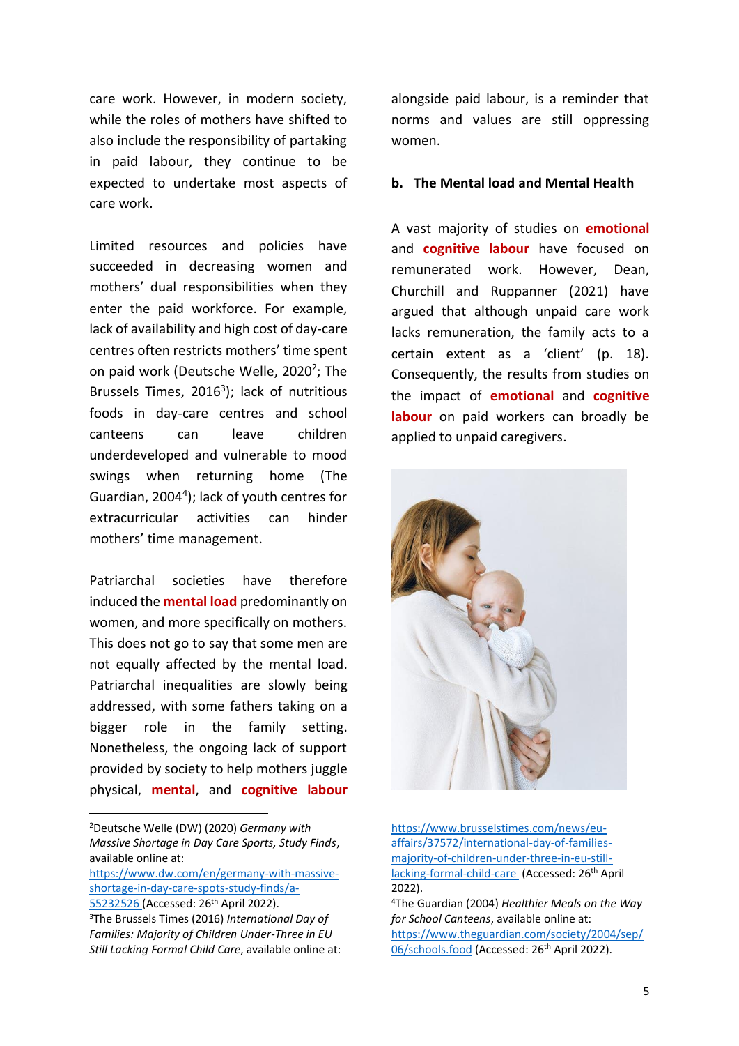care work. However, in modern society, while the roles of mothers have shifted to also include the responsibility of partaking in paid labour, they continue to be expected to undertake most aspects of care work.

Limited resources and policies have succeeded in decreasing women and mothers' dual responsibilities when they enter the paid workforce. For example, lack of availability and high cost of day-care centres often restricts mothers' time spent on paid work (Deutsche Welle, 2020[2]; The Brussels Times, 2016[3]); lack of nutritious foods in day-care centres and school canteens can leave children underdeveloped and vulnerable to mood swings when returning home (The Guardian, 2004[4]); lack of youth centres for extracurricular activities can hinder mothers' time management.

Patriarchal societies have therefore induced the **mental load** predominantly on women, and more specifically on mothers. This does not go to say that some men are not equally affected by the mental load. Patriarchal inequalities are slowly being addressed, with some fathers taking on a bigger role in the family setting. Nonetheless, the ongoing lack of support provided by society to help mothers juggle physical, **mental**, and **cognitive labour** alongside paid labour, is a reminder that norms and values are still oppressing women.

### b. The Mental load and Mental Health

A vast majority of studies on **emotional** and **cognitive labour** have focused on remunerated work. However, Dean, Churchill and Ruppanner (2021) have argued that although unpaid care work lacks remuneration, the family acts to a certain extent as a 'client' (p. 18). Consequently, the results from studies on the impact of **emotional** and **cognitive labour** on paid workers can broadly be applied to unpaid caregivers.

---

[2]Deutsche Welle (DW) (2020) *Germany with Massive Shortage in Day Care Sports, Study Finds*, available online at: https://www.dw.com/en/germany-with-massive-shortage-in-day-care-spots-study-finds/a-55232526 (Accessed: 26th April 2022).

[3]The Brussels Times (2016) *International Day of Families: Majority of Children Under-Three in EU Still Lacking Formal Child Care*, available online at: https://www.brusselstimes.com/news/eu-affairs/37572/international-day-of-families-majority-of-children-under-three-in-eu-still-lacking-formal-child-care (Accessed: 26th April 2022).

[4]The Guardian (2004) *Healthier Meals on the Way for School Canteens*, available online at: https://www.theguardian.com/society/2004/sep/06/schools.food (Accessed: 26th April 2022).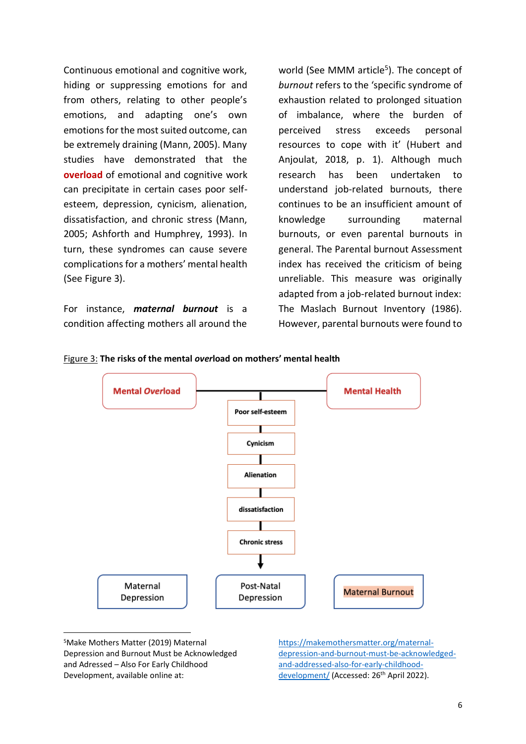Continuous emotional and cognitive work, hiding or suppressing emotions for and from others, relating to other people's emotions, and adapting one's own emotions for the most suited outcome, can be extremely draining (Mann, 2005). Many studies have demonstrated that the **overload** of emotional and cognitive work can precipitate in certain cases poor self-esteem, depression, cynicism, alienation, dissatisfaction, and chronic stress (Mann, 2005; Ashforth and Humphrey, 1993). In turn, these syndromes can cause severe complications for a mothers' mental health (See Figure 3).

For instance, ***maternal burnout*** is a condition affecting mothers all around the world (See MMM article[5]). The concept of *burnout* refers to the 'specific syndrome of exhaustion related to prolonged situation of imbalance, where the burden of perceived stress exceeds personal resources to cope with it' (Hubert and Anjoulat, 2018, p. 1). Although much research has been undertaken to understand job-related burnouts, there continues to be an insufficient amount of knowledge surrounding maternal burnouts, or even parental burnouts in general. The Parental burnout Assessment index has received the criticism of being unreliable. This measure was originally adapted from a job-related burnout index: The Maslach Burnout Inventory (1986). However, parental burnouts were found to

Figure 3: **The risks of the mental *over*load on mothers' mental health**

**Mental *Over*load** — **Mental Health**

**Poor self-esteem** → **Cynicism** → **Alienation** → **dissatisfaction** → **Chronic stress** →

Maternal Depression | Post-Natal Depression | Maternal Burnout

---

[5]Make Mothers Matter (2019) Maternal Depression and Burnout Must be Acknowledged and Adressed – Also For Early Childhood Development, available online at: https://makemothersmatter.org/maternal-depression-and-burnout-must-be-acknowledged-and-addressed-also-for-early-childhood-development/ (Accessed: 26th April 2022).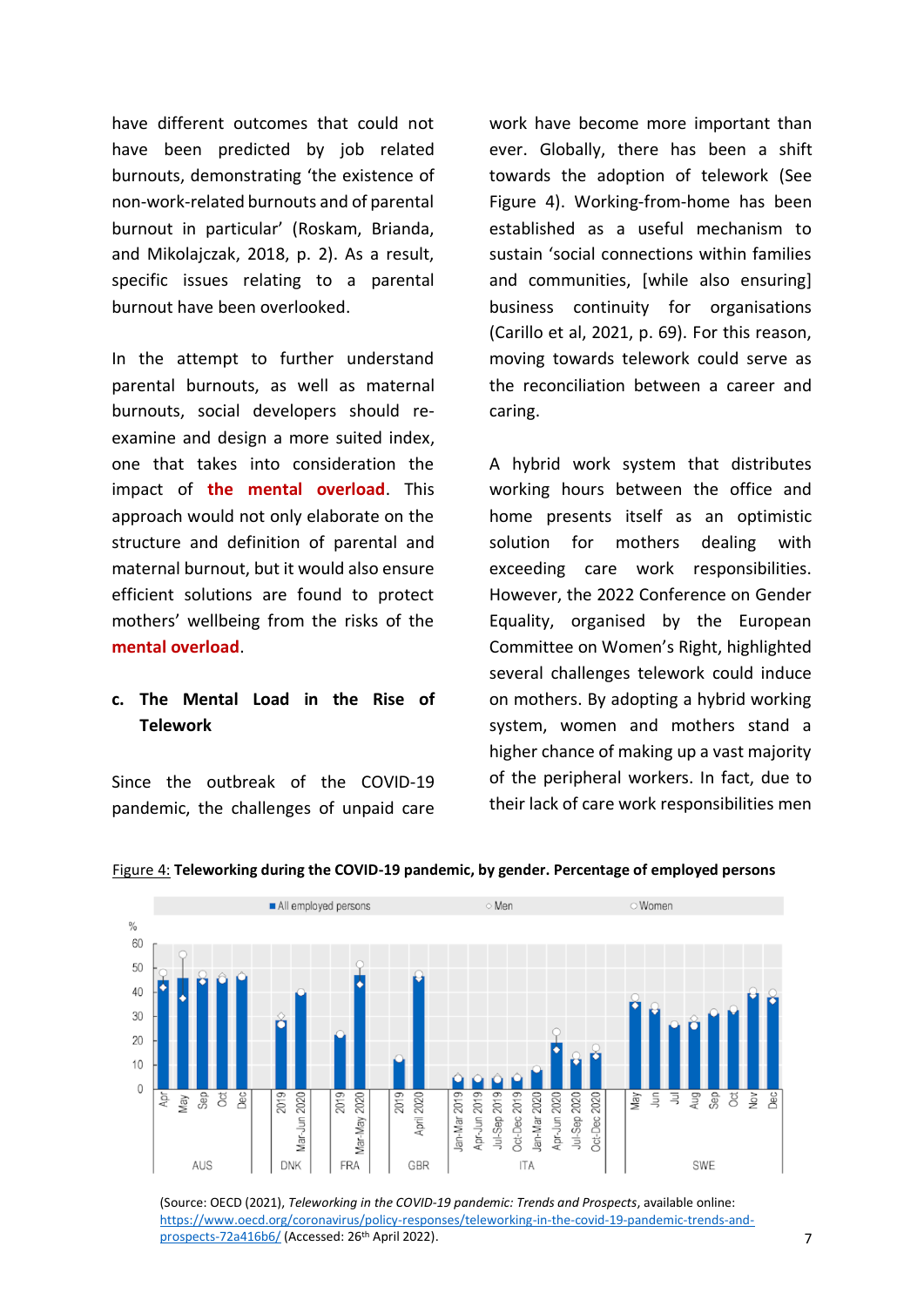have different outcomes that could not have been predicted by job related burnouts, demonstrating 'the existence of non-work-related burnouts and of parental burnout in particular' (Roskam, Brianda, and Mikolajczak, 2018, p. 2). As a result, specific issues relating to a parental burnout have been overlooked.

In the attempt to further understand parental burnouts, as well as maternal burnouts, social developers should re-examine and design a more suited index, one that takes into consideration the impact of **the mental overload**. This approach would not only elaborate on the structure and definition of parental and maternal burnout, but it would also ensure efficient solutions are found to protect mothers' wellbeing from the risks of the **mental overload**.

### c. The Mental Load in the Rise of Telework

Since the outbreak of the COVID-19 pandemic, the challenges of unpaid care work have become more important than ever. Globally, there has been a shift towards the adoption of telework (See Figure 4). Working-from-home has been established as a useful mechanism to sustain 'social connections within families and communities, [while also ensuring] business continuity for organisations (Carillo et al, 2021, p. 69). For this reason, moving towards telework could serve as the reconciliation between a career and caring.

A hybrid work system that distributes working hours between the office and home presents itself as an optimistic solution for mothers dealing with exceeding care work responsibilities. However, the 2022 Conference on Gender Equality, organised by the European Committee on Women's Right, highlighted several challenges telework could induce on mothers. By adopting a hybrid working system, women and mothers stand a higher chance of making up a vast majority of the peripheral workers. In fact, due to their lack of care work responsibilities men

Figure 4: **Teleworking during the COVID-19 pandemic, by gender. Percentage of employed persons**

(Source: OECD (2021), *Teleworking in the COVID-19 pandemic: Trends and Prospects*, available online: https://www.oecd.org/coronavirus/policy-responses/teleworking-in-the-covid-19-pandemic-trends-and-prospects-72a416b6/ (Accessed: 26th April 2022).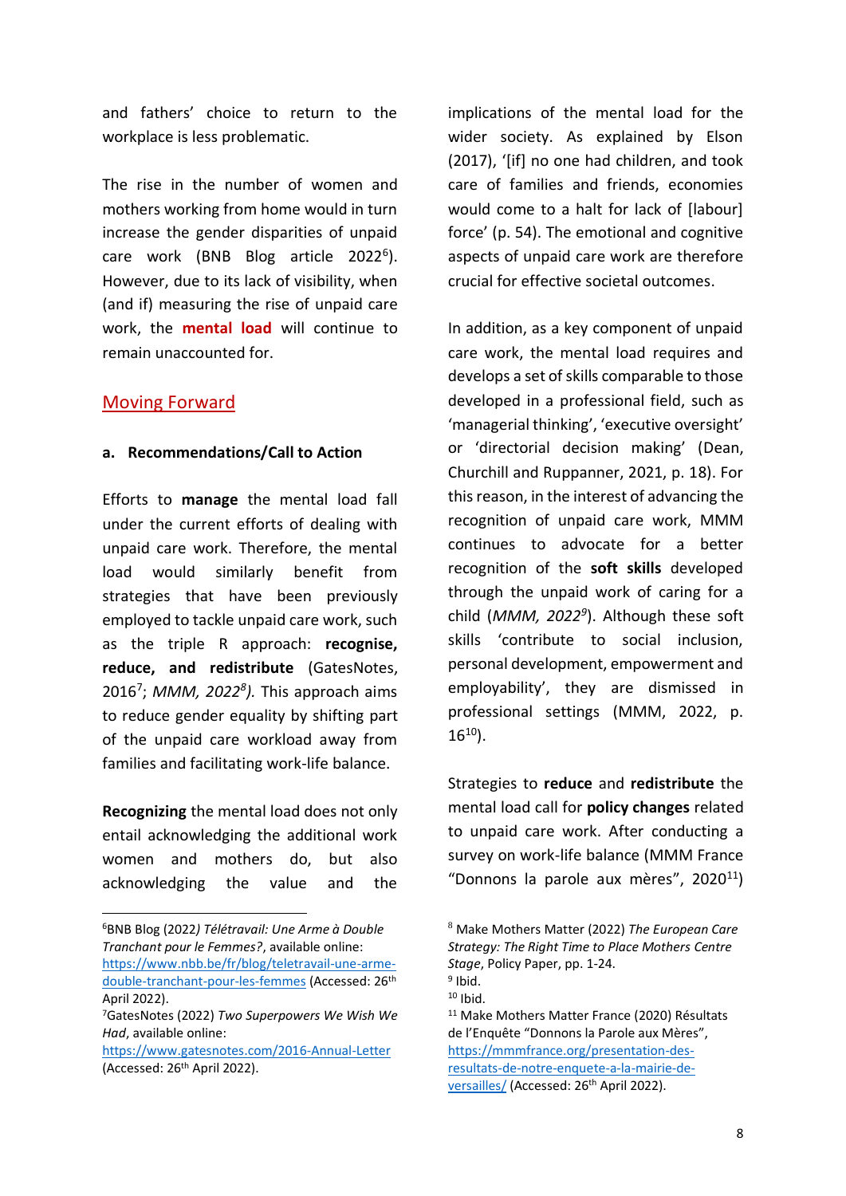and fathers' choice to return to the workplace is less problematic.

The rise in the number of women and mothers working from home would in turn increase the gender disparities of unpaid care work (BNB Blog article 2022[6]). However, due to its lack of visibility, when (and if) measuring the rise of unpaid care work, the **mental load** will continue to remain unaccounted for.

## Moving Forward

### a. Recommendations/Call to Action

Efforts to **manage** the mental load fall under the current efforts of dealing with unpaid care work. Therefore, the mental load would similarly benefit from strategies that have been previously employed to tackle unpaid care work, such as the triple R approach: **recognise, reduce, and redistribute** (GatesNotes, 2016[7]; *MMM, 2022[8]).* This approach aims to reduce gender equality by shifting part of the unpaid care workload away from families and facilitating work-life balance.

**Recognizing** the mental load does not only entail acknowledging the additional work women and mothers do, but also acknowledging the value and the implications of the mental load for the wider society. As explained by Elson (2017), '[if] no one had children, and took care of families and friends, economies would come to a halt for lack of [labour] force' (p. 54). The emotional and cognitive aspects of unpaid care work are therefore crucial for effective societal outcomes.

In addition, as a key component of unpaid care work, the mental load requires and develops a set of skills comparable to those developed in a professional field, such as 'managerial thinking', 'executive oversight' or 'directorial decision making' (Dean, Churchill and Ruppanner, 2021, p. 18). For this reason, in the interest of advancing the recognition of unpaid care work, MMM continues to advocate for a better recognition of the **soft skills** developed through the unpaid work of caring for a child (*MMM, 2022[9]*). Although these soft skills 'contribute to social inclusion, personal development, empowerment and employability', they are dismissed in professional settings (MMM, 2022, p. 16[10]).

Strategies to **reduce** and **redistribute** the mental load call for **policy changes** related to unpaid care work. After conducting a survey on work-life balance (MMM France "Donnons la parole aux mères", 2020[11])

---

[6]BNB Blog (2022*) Télétravail: Une Arme à Double Tranchant pour les Femmes?*, available online: https://www.nbb.be/fr/blog/teletravail-une-arme-double-tranchant-pour-les-femmes (Accessed: 26th April 2022).

[7]GatesNotes (2022) *Two Superpowers We Wish We Had*, available online: https://www.gatesnotes.com/2016-Annual-Letter (Accessed: 26th April 2022).

[8] Make Mothers Matter (2022) *The European Care Strategy: The Right Time to Place Mothers Centre Stage*, Policy Paper, pp. 1-24.

[9] Ibid.

[10] Ibid.

[11] Make Mothers Matter France (2020) Résultats de l'Enquête "Donnons la Parole aux Mères", https://mmmfrance.org/presentation-des-resultats-de-notre-enquete-a-la-mairie-de-versailles/ (Accessed: 26th April 2022).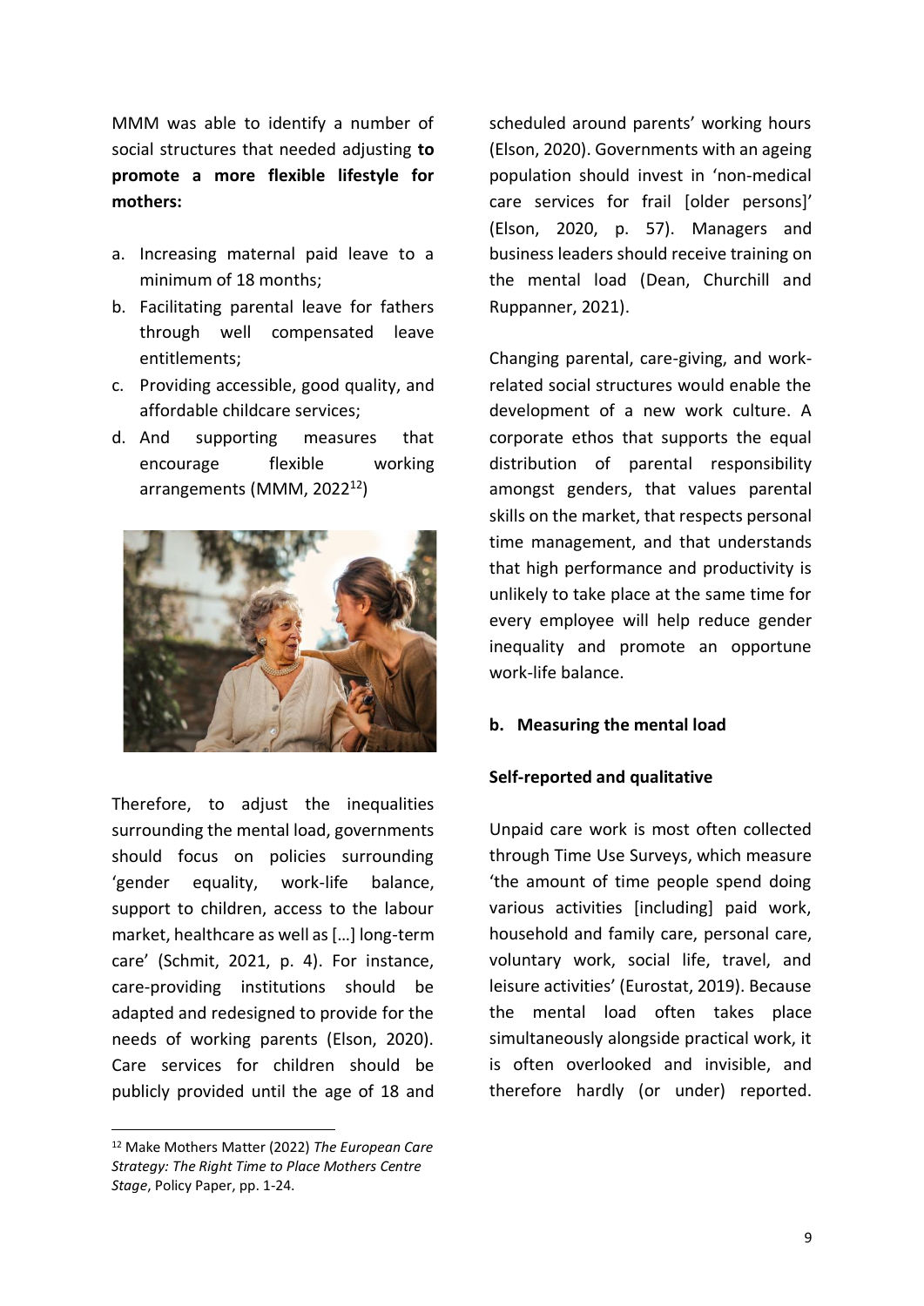MMM was able to identify a number of social structures that needed adjusting **to promote a more flexible lifestyle for mothers:**

a. Increasing maternal paid leave to a minimum of 18 months;
b. Facilitating parental leave for fathers through well compensated leave entitlements;
c. Providing accessible, good quality, and affordable childcare services;
d. And supporting measures that encourage flexible working arrangements (MMM, 2022[12])

Therefore, to adjust the inequalities surrounding the mental load, governments should focus on policies surrounding 'gender equality, work-life balance, support to children, access to the labour market, healthcare as well as […] long-term care' (Schmit, 2021, p. 4). For instance, care-providing institutions should be adapted and redesigned to provide for the needs of working parents (Elson, 2020). Care services for children should be publicly provided until the age of 18 and scheduled around parents' working hours (Elson, 2020). Governments with an ageing population should invest in 'non-medical care services for frail [older persons]' (Elson, 2020, p. 57). Managers and business leaders should receive training on the mental load (Dean, Churchill and Ruppanner, 2021).

Changing parental, care-giving, and work-related social structures would enable the development of a new work culture. A corporate ethos that supports the equal distribution of parental responsibility amongst genders, that values parental skills on the market, that respects personal time management, and that understands that high performance and productivity is unlikely to take place at the same time for every employee will help reduce gender inequality and promote an opportune work-life balance.

### b. Measuring the mental load

#### Self-reported and qualitative

Unpaid care work is most often collected through Time Use Surveys, which measure 'the amount of time people spend doing various activities [including] paid work, household and family care, personal care, voluntary work, social life, travel, and leisure activities' (Eurostat, 2019). Because the mental load often takes place simultaneously alongside practical work, it is often overlooked and invisible, and therefore hardly (or under) reported.

[12] Make Mothers Matter (2022) *The European Care Strategy: The Right Time to Place Mothers Centre Stage*, Policy Paper, pp. 1-24.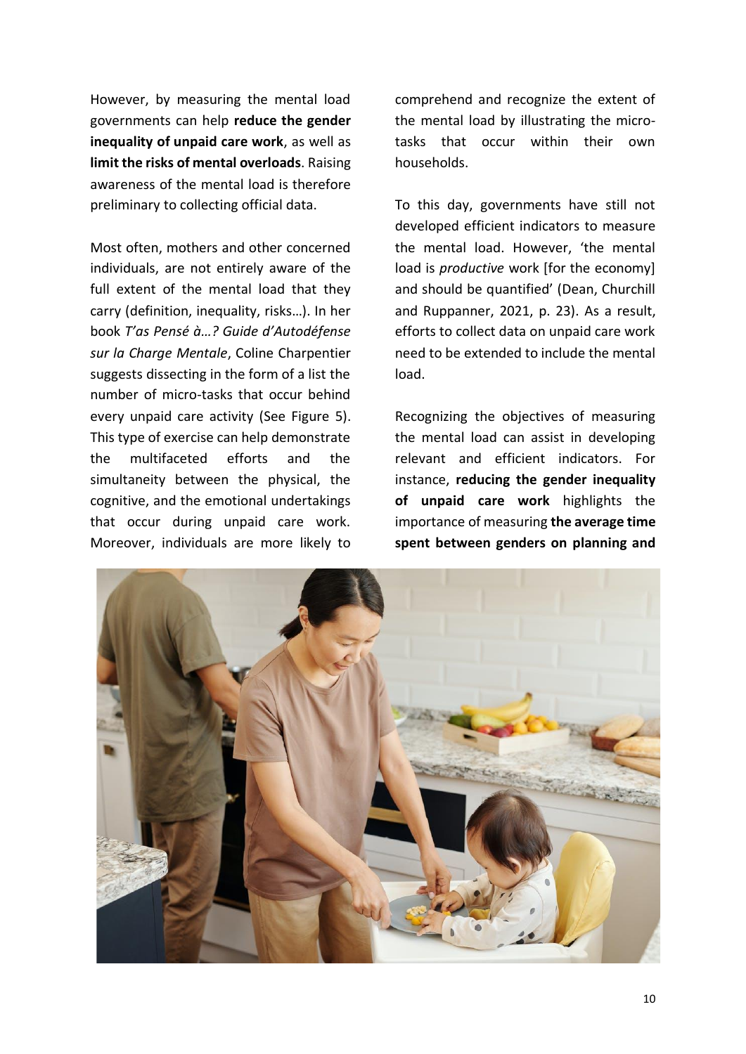However, by measuring the mental load governments can help **reduce the gender inequality of unpaid care work**, as well as **limit the risks of mental overloads**. Raising awareness of the mental load is therefore preliminary to collecting official data.

Most often, mothers and other concerned individuals, are not entirely aware of the full extent of the mental load that they carry (definition, inequality, risks…). In her book *T'as Pensé à…? Guide d'Autodéfense sur la Charge Mentale*, Coline Charpentier suggests dissecting in the form of a list the number of micro-tasks that occur behind every unpaid care activity (See Figure 5). This type of exercise can help demonstrate the multifaceted efforts and the simultaneity between the physical, the cognitive, and the emotional undertakings that occur during unpaid care work. Moreover, individuals are more likely to comprehend and recognize the extent of the mental load by illustrating the micro-tasks that occur within their own households.

To this day, governments have still not developed efficient indicators to measure the mental load. However, 'the mental load is *productive* work [for the economy] and should be quantified' (Dean, Churchill and Ruppanner, 2021, p. 23). As a result, efforts to collect data on unpaid care work need to be extended to include the mental load.

Recognizing the objectives of measuring the mental load can assist in developing relevant and efficient indicators. For instance, **reducing the gender inequality of unpaid care work** highlights the importance of measuring **the average time spent between genders on planning and**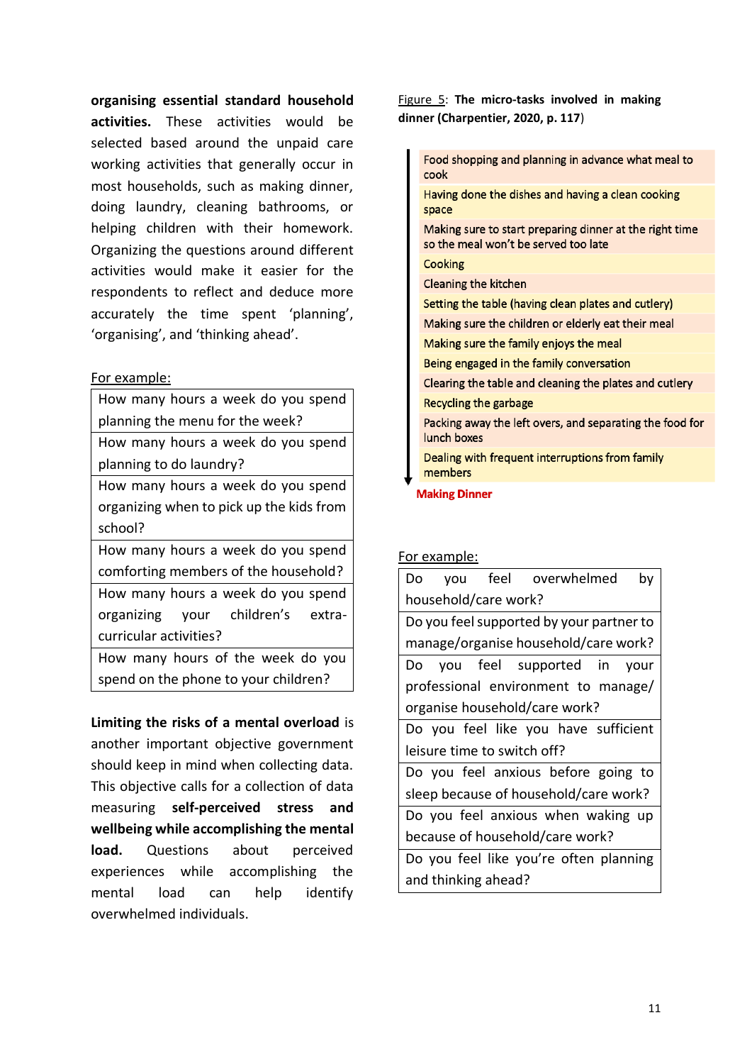**organising essential standard household activities.** These activities would be selected based around the unpaid care working activities that generally occur in most households, such as making dinner, doing laundry, cleaning bathrooms, or helping children with their homework. Organizing the questions around different activities would make it easier for the respondents to reflect and deduce more accurately the time spent 'planning', 'organising', and 'thinking ahead'.

For example:

| How many hours a week do you spend planning the menu for the week? |
|---|
| How many hours a week do you spend planning to do laundry? |
| How many hours a week do you spend organizing when to pick up the kids from school? |
| How many hours a week do you spend comforting members of the household? |
| How many hours a week do you spend organizing your children's extra-curricular activities? |
| How many hours of the week do you spend on the phone to your children? |

**Limiting the risks of a mental overload** is another important objective government should keep in mind when collecting data. This objective calls for a collection of data measuring **self-perceived stress and wellbeing while accomplishing the mental load.** Questions about perceived experiences while accomplishing the mental load can help identify overwhelmed individuals.

Figure 5: **The micro-tasks involved in making dinner (Charpentier, 2020, p. 117)**

| Making Dinner |
|---|
| Food shopping and planning in advance what meal to cook |
| Having done the dishes and having a clean cooking space |
| Making sure to start preparing dinner at the right time so the meal won't be served too late |
| Cooking |
| Cleaning the kitchen |
| Setting the table (having clean plates and cutlery) |
| Making sure the children or elderly eat their meal |
| Making sure the family enjoys the meal |
| Being engaged in the family conversation |
| Clearing the table and cleaning the plates and cutlery |
| Recycling the garbage |
| Packing away the left overs, and separating the food for lunch boxes |
| Dealing with frequent interruptions from family members |

For example:

| Do you feel overwhelmed by household/care work? |
|---|
| Do you feel supported by your partner to manage/organise household/care work? |
| Do you feel supported in your professional environment to manage/ organise household/care work? |
| Do you feel like you have sufficient leisure time to switch off? |
| Do you feel anxious before going to sleep because of household/care work? |
| Do you feel anxious when waking up because of household/care work? |
| Do you feel like you're often planning and thinking ahead? |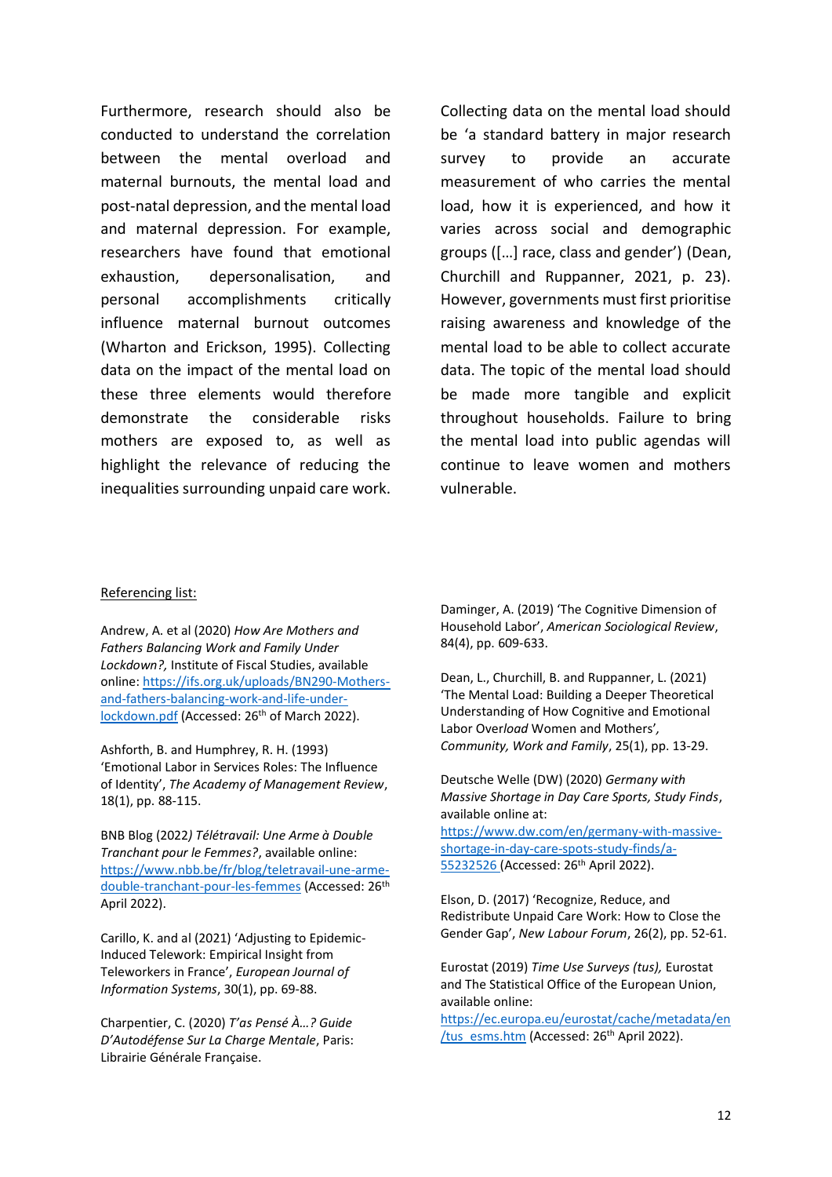Furthermore, research should also be conducted to understand the correlation between the mental overload and maternal burnouts, the mental load and post-natal depression, and the mental load and maternal depression. For example, researchers have found that emotional exhaustion, depersonalisation, and personal accomplishments critically influence maternal burnout outcomes (Wharton and Erickson, 1995). Collecting data on the impact of the mental load on these three elements would therefore demonstrate the considerable risks mothers are exposed to, as well as highlight the relevance of reducing the inequalities surrounding unpaid care work.

Collecting data on the mental load should be 'a standard battery in major research survey to provide an accurate measurement of who carries the mental load, how it is experienced, and how it varies across social and demographic groups ([…] race, class and gender') (Dean, Churchill and Ruppanner, 2021, p. 23). However, governments must first prioritise raising awareness and knowledge of the mental load to be able to collect accurate data. The topic of the mental load should be made more tangible and explicit throughout households. Failure to bring the mental load into public agendas will continue to leave women and mothers vulnerable.

<u>Referencing list:</u>

Andrew, A. et al (2020) *How Are Mothers and Fathers Balancing Work and Family Under Lockdown?,* Institute of Fiscal Studies, available online: [https://ifs.org.uk/uploads/BN290-Mothers-and-fathers-balancing-work-and-life-under-lockdown.pdf](https://ifs.org.uk/uploads/BN290-Mothers-and-fathers-balancing-work-and-life-under-lockdown.pdf) (Accessed: 26th of March 2022).

Ashforth, B. and Humphrey, R. H. (1993) 'Emotional Labor in Services Roles: The Influence of Identity', *The Academy of Management Review*, 18(1), pp. 88-115.

BNB Blog (2022*) Télétravail: Une Arme à Double Tranchant pour le Femmes?*, available online: [https://www.nbb.be/fr/blog/teletravail-une-arme-double-tranchant-pour-les-femmes](https://www.nbb.be/fr/blog/teletravail-une-arme-double-tranchant-pour-les-femmes) (Accessed: 26th April 2022).

Carillo, K. and al (2021) 'Adjusting to Epidemic-Induced Telework: Empirical Insight from Teleworkers in France', *European Journal of Information Systems*, 30(1), pp. 69-88.

Charpentier, C. (2020) *T'as Pensé À…? Guide D'Autodéfense Sur La Charge Mentale*, Paris: Librairie Générale Française.

Daminger, A. (2019) 'The Cognitive Dimension of Household Labor', *American Sociological Review*, 84(4), pp. 609-633.

Dean, L., Churchill, B. and Ruppanner, L. (2021) 'The Mental Load: Building a Deeper Theoretical Understanding of How Cognitive and Emotional Labor Over*load* Women and Mothers', *Community, Work and Family*, 25(1), pp. 13-29.

Deutsche Welle (DW) (2020) *Germany with Massive Shortage in Day Care Sports, Study Finds*, available online at: [https://www.dw.com/en/germany-with-massive-shortage-in-day-care-spots-study-finds/a-55232526](https://www.dw.com/en/germany-with-massive-shortage-in-day-care-spots-study-finds/a-55232526) (Accessed: 26th April 2022).

Elson, D. (2017) 'Recognize, Reduce, and Redistribute Unpaid Care Work: How to Close the Gender Gap', *New Labour Forum*, 26(2), pp. 52-61.

Eurostat (2019) *Time Use Surveys (tus),* Eurostat and The Statistical Office of the European Union, available online: [https://ec.europa.eu/eurostat/cache/metadata/en/tus_esms.htm](https://ec.europa.eu/eurostat/cache/metadata/en/tus_esms.htm) (Accessed: 26th April 2022).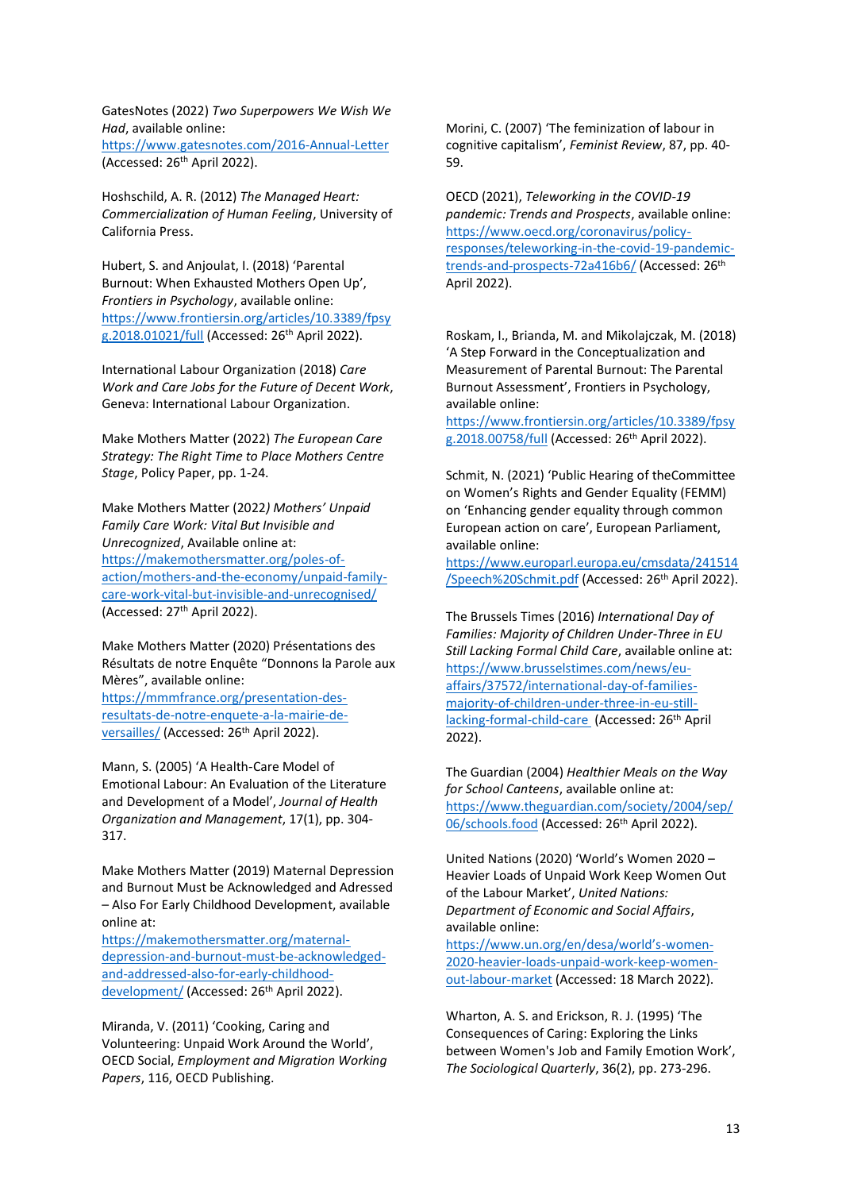GatesNotes (2022) *Two Superpowers We Wish We Had*, available online: https://www.gatesnotes.com/2016-Annual-Letter (Accessed: 26th April 2022).

Hoshschild, A. R. (2012) *The Managed Heart: Commercialization of Human Feeling*, University of California Press.

Hubert, S. and Anjoulat, I. (2018) 'Parental Burnout: When Exhausted Mothers Open Up', *Frontiers in Psychology*, available online: https://www.frontiersin.org/articles/10.3389/fpsyg.2018.01021/full (Accessed: 26th April 2022).

International Labour Organization (2018) *Care Work and Care Jobs for the Future of Decent Work*, Geneva: International Labour Organization.

Make Mothers Matter (2022) *The European Care Strategy: The Right Time to Place Mothers Centre Stage*, Policy Paper, pp. 1-24.

Make Mothers Matter (2022*) Mothers' Unpaid Family Care Work: Vital But Invisible and Unrecognized*, Available online at: https://makemothersmatter.org/poles-of-action/mothers-and-the-economy/unpaid-family-care-work-vital-but-invisible-and-unrecognised/ (Accessed: 27th April 2022).

Make Mothers Matter (2020) Présentations des Résultats de notre Enquête "Donnons la Parole aux Mères", available online: https://mmmfrance.org/presentation-des-resultats-de-notre-enquete-a-la-mairie-de-versailles/ (Accessed: 26th April 2022).

Mann, S. (2005) 'A Health-Care Model of Emotional Labour: An Evaluation of the Literature and Development of a Model', *Journal of Health Organization and Management*, 17(1), pp. 304-317.

Make Mothers Matter (2019) Maternal Depression and Burnout Must be Acknowledged and Adressed – Also For Early Childhood Development, available online at: https://makemothersmatter.org/maternal-depression-and-burnout-must-be-acknowledged-and-addressed-also-for-early-childhood-development/ (Accessed: 26th April 2022).

Miranda, V. (2011) 'Cooking, Caring and Volunteering: Unpaid Work Around the World', OECD Social, *Employment and Migration Working Papers*, 116, OECD Publishing.

Morini, C. (2007) 'The feminization of labour in cognitive capitalism', *Feminist Review*, 87, pp. 40-59.

OECD (2021), *Teleworking in the COVID-19 pandemic: Trends and Prospects*, available online: https://www.oecd.org/coronavirus/policy-responses/teleworking-in-the-covid-19-pandemic-trends-and-prospects-72a416b6/ (Accessed: 26th April 2022).

Roskam, I., Brianda, M. and Mikolajczak, M. (2018) 'A Step Forward in the Conceptualization and Measurement of Parental Burnout: The Parental Burnout Assessment', Frontiers in Psychology, available online: https://www.frontiersin.org/articles/10.3389/fpsyg.2018.00758/full (Accessed: 26th April 2022).

Schmit, N. (2021) 'Public Hearing of theCommittee on Women's Rights and Gender Equality (FEMM) on 'Enhancing gender equality through common European action on care', European Parliament, available online: https://www.europarl.europa.eu/cmsdata/241514/Speech%20Schmit.pdf (Accessed: 26th April 2022).

The Brussels Times (2016) *International Day of Families: Majority of Children Under-Three in EU Still Lacking Formal Child Care*, available online at: https://www.brusselstimes.com/news/eu-affairs/37572/international-day-of-families-majority-of-children-under-three-in-eu-still-lacking-formal-child-care (Accessed: 26th April 2022).

The Guardian (2004) *Healthier Meals on the Way for School Canteens*, available online at: https://www.theguardian.com/society/2004/sep/06/schools.food (Accessed: 26th April 2022).

United Nations (2020) 'World's Women 2020 – Heavier Loads of Unpaid Work Keep Women Out of the Labour Market', *United Nations: Department of Economic and Social Affairs*, available online: https://www.un.org/en/desa/world's-women-2020-heavier-loads-unpaid-work-keep-women-out-labour-market (Accessed: 18 March 2022).

Wharton, A. S. and Erickson, R. J. (1995) 'The Consequences of Caring: Exploring the Links between Women's Job and Family Emotion Work', *The Sociological Quarterly*, 36(2), pp. 273-296.